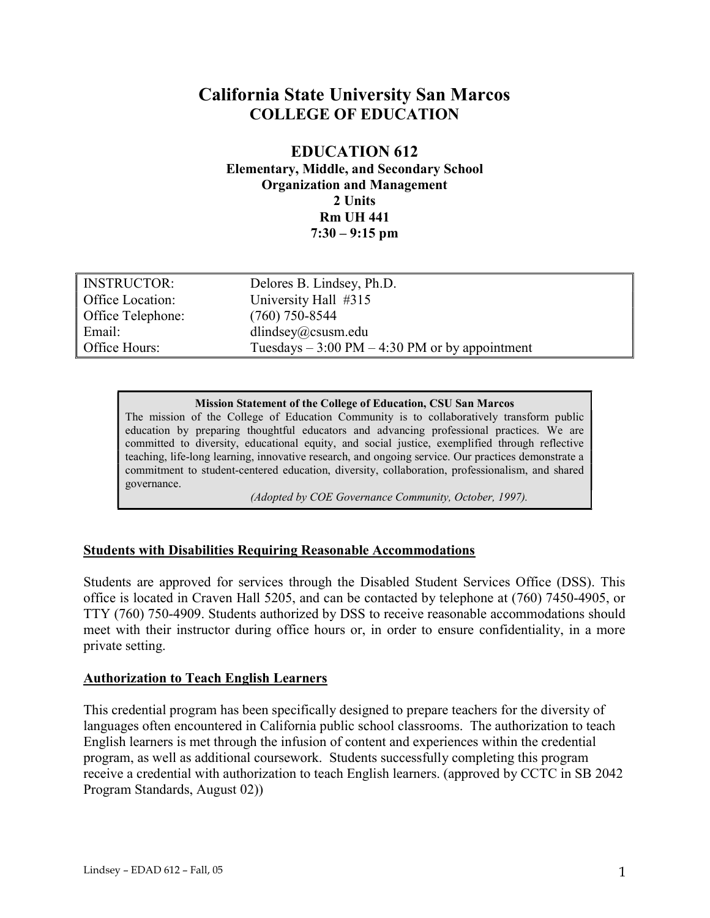# California State University San Marcos
## COLLEGE OF EDUCATION

## EDUCATION 612
### Elementary, Middle, and Secondary School Organization and Management
**2 Units**
**Rm UH 441**
**7:30 – 9:15 pm**

| | |
|---|---|
| INSTRUCTOR: | Delores B. Lindsey, Ph.D. |
| Office Location: | University Hall #315 |
| Office Telephone: | (760) 750-8544 |
| Email: | dlindsey@csusm.edu |
| Office Hours: | Tuesdays – 3:00 PM – 4:30 PM or by appointment |

**Mission Statement of the College of Education, CSU San Marcos**

The mission of the College of Education Community is to collaboratively transform public education by preparing thoughtful educators and advancing professional practices. We are committed to diversity, educational equity, and social justice, exemplified through reflective teaching, life-long learning, innovative research, and ongoing service. Our practices demonstrate a commitment to student-centered education, diversity, collaboration, professionalism, and shared governance.

*(Adopted by COE Governance Community, October, 1997).*

### Students with Disabilities Requiring Reasonable Accommodations

Students are approved for services through the Disabled Student Services Office (DSS). This office is located in Craven Hall 5205, and can be contacted by telephone at (760) 7450-4905, or TTY (760) 750-4909. Students authorized by DSS to receive reasonable accommodations should meet with their instructor during office hours or, in order to ensure confidentiality, in a more private setting.

### Authorization to Teach English Learners

This credential program has been specifically designed to prepare teachers for the diversity of languages often encountered in California public school classrooms. The authorization to teach English learners is met through the infusion of content and experiences within the credential program, as well as additional coursework. Students successfully completing this program receive a credential with authorization to teach English learners. (approved by CCTC in SB 2042 Program Standards, August 02))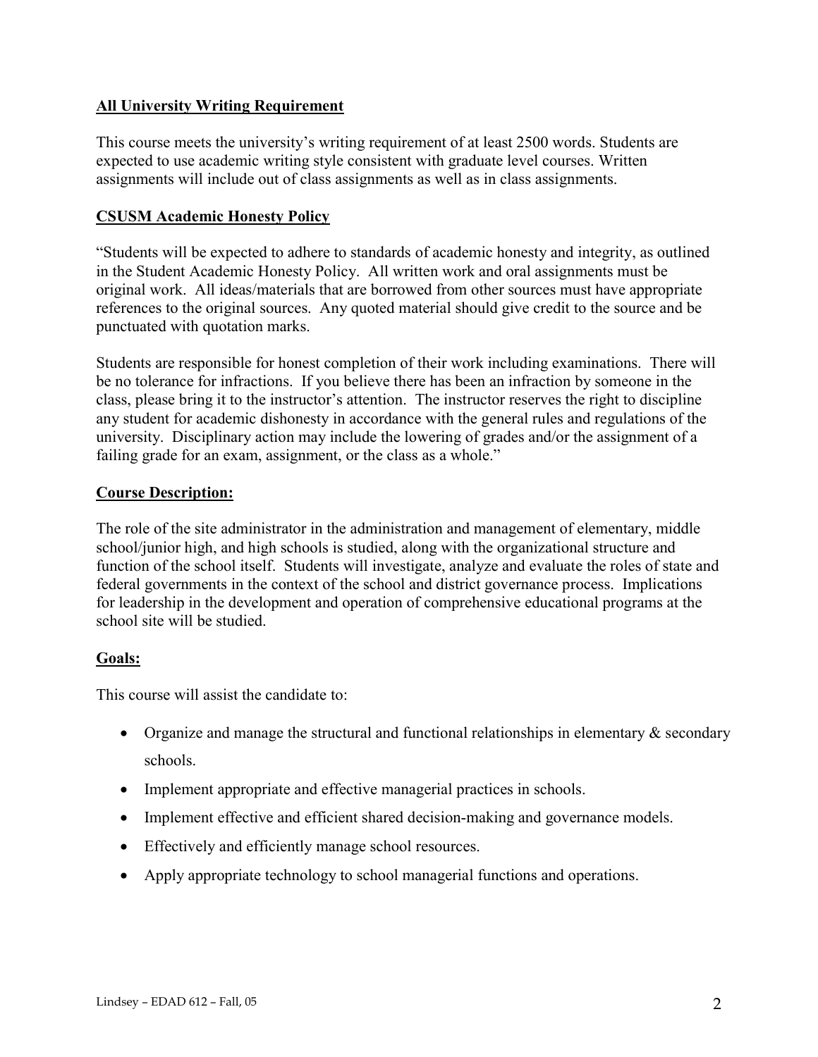**All University Writing Requirement**

This course meets the university's writing requirement of at least 2500 words. Students are expected to use academic writing style consistent with graduate level courses. Written assignments will include out of class assignments as well as in class assignments.

**CSUSM Academic Honesty Policy**

"Students will be expected to adhere to standards of academic honesty and integrity, as outlined in the Student Academic Honesty Policy. All written work and oral assignments must be original work. All ideas/materials that are borrowed from other sources must have appropriate references to the original sources. Any quoted material should give credit to the source and be punctuated with quotation marks.

Students are responsible for honest completion of their work including examinations. There will be no tolerance for infractions. If you believe there has been an infraction by someone in the class, please bring it to the instructor's attention. The instructor reserves the right to discipline any student for academic dishonesty in accordance with the general rules and regulations of the university. Disciplinary action may include the lowering of grades and/or the assignment of a failing grade for an exam, assignment, or the class as a whole."

**Course Description:**

The role of the site administrator in the administration and management of elementary, middle school/junior high, and high schools is studied, along with the organizational structure and function of the school itself. Students will investigate, analyze and evaluate the roles of state and federal governments in the context of the school and district governance process. Implications for leadership in the development and operation of comprehensive educational programs at the school site will be studied.

**Goals:**

This course will assist the candidate to:

- Organize and manage the structural and functional relationships in elementary & secondary schools.
- Implement appropriate and effective managerial practices in schools.
- Implement effective and efficient shared decision-making and governance models.
- Effectively and efficiently manage school resources.
- Apply appropriate technology to school managerial functions and operations.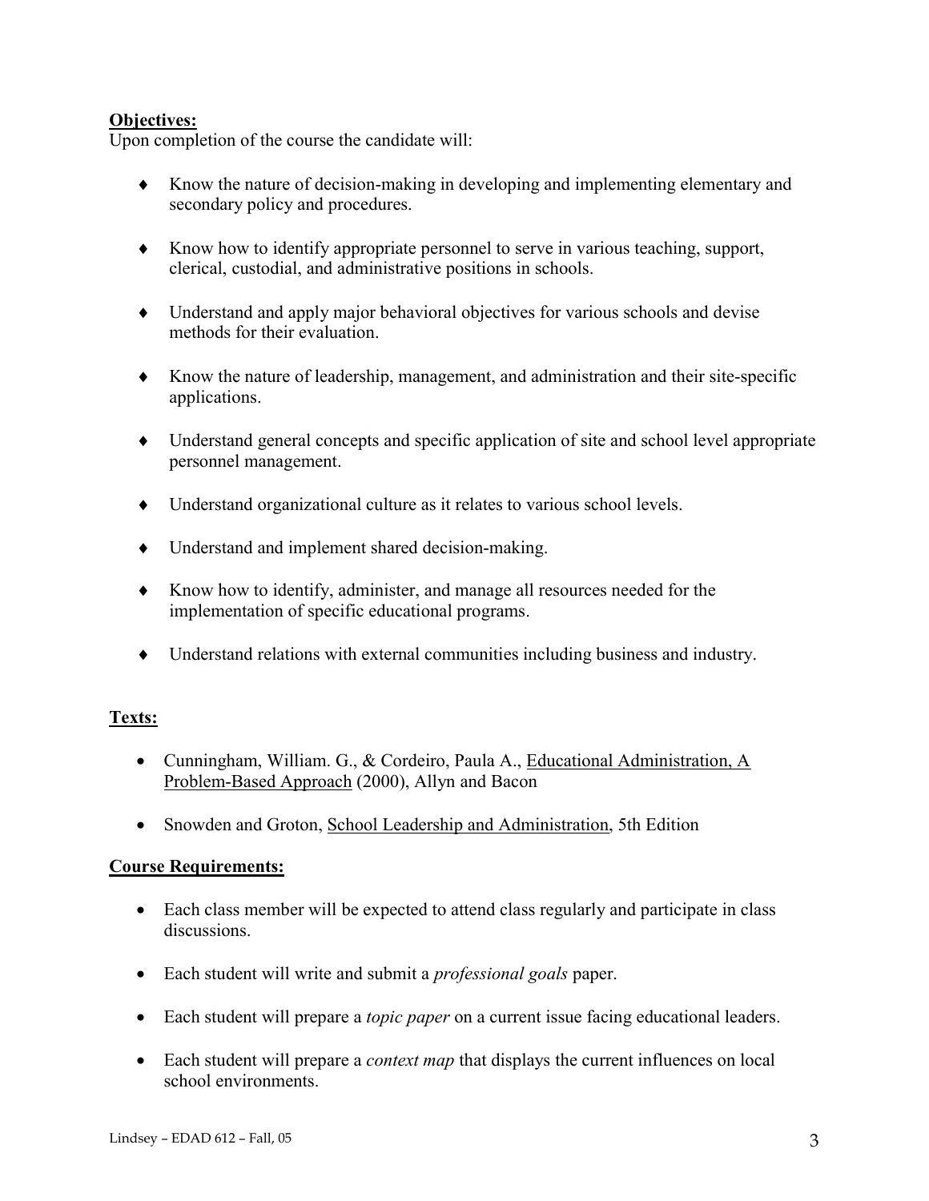**Objectives:**

Upon completion of the course the candidate will:

- Know the nature of decision-making in developing and implementing elementary and secondary policy and procedures.
- Know how to identify appropriate personnel to serve in various teaching, support, clerical, custodial, and administrative positions in schools.
- Understand and apply major behavioral objectives for various schools and devise methods for their evaluation.
- Know the nature of leadership, management, and administration and their site-specific applications.
- Understand general concepts and specific application of site and school level appropriate personnel management.
- Understand organizational culture as it relates to various school levels.
- Understand and implement shared decision-making.
- Know how to identify, administer, and manage all resources needed for the implementation of specific educational programs.
- Understand relations with external communities including business and industry.

**Texts:**

- Cunningham, William. G., & Cordeiro, Paula A., Educational Administration, A Problem-Based Approach (2000), Allyn and Bacon
- Snowden and Groton, School Leadership and Administration, 5th Edition

**Course Requirements:**

- Each class member will be expected to attend class regularly and participate in class discussions.
- Each student will write and submit a *professional goals* paper.
- Each student will prepare a *topic paper* on a current issue facing educational leaders.
- Each student will prepare a *context map* that displays the current influences on local school environments.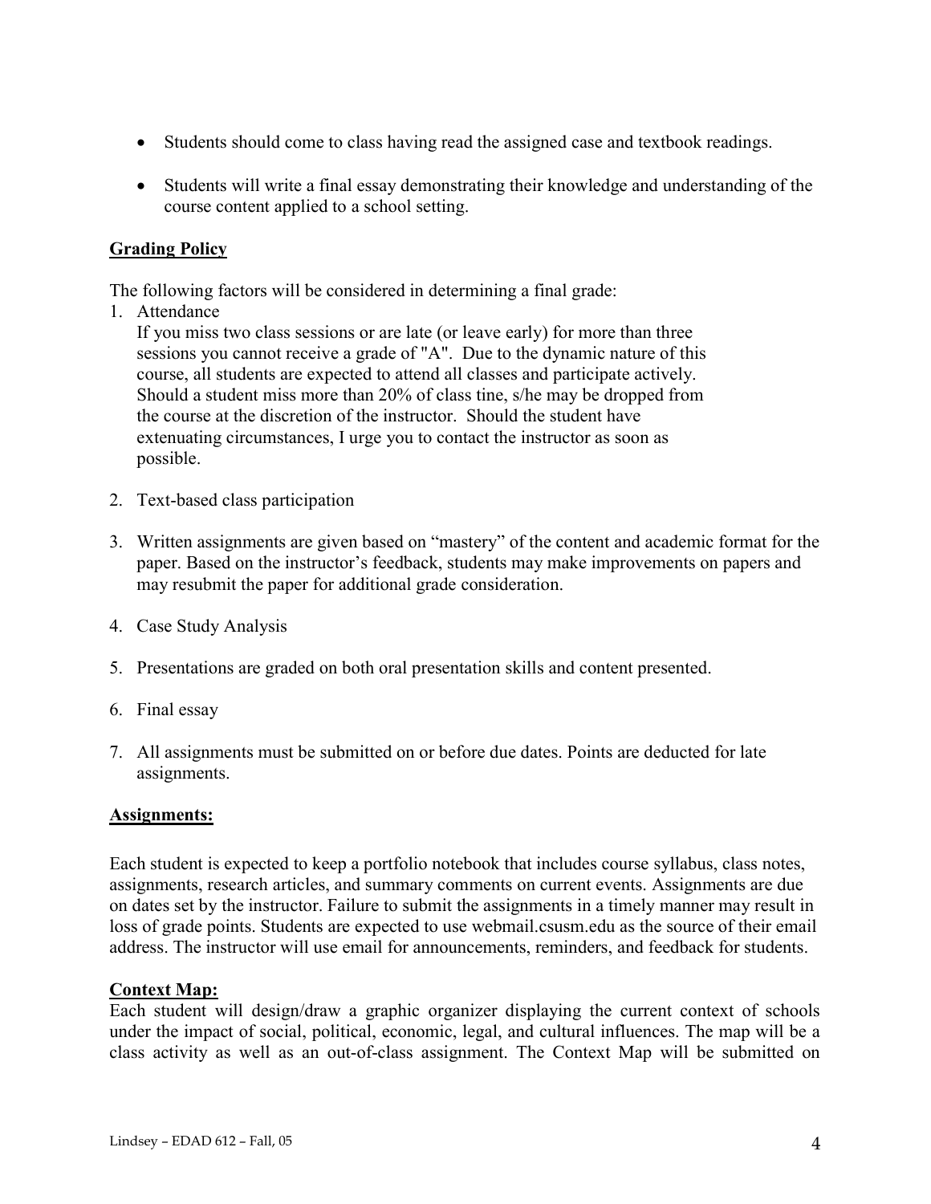- Students should come to class having read the assigned case and textbook readings.
- Students will write a final essay demonstrating their knowledge and understanding of the course content applied to a school setting.

## Grading Policy

The following factors will be considered in determining a final grade:

1. Attendance
   If you miss two class sessions or are late (or leave early) for more than three sessions you cannot receive a grade of "A". Due to the dynamic nature of this course, all students are expected to attend all classes and participate actively. Should a student miss more than 20% of class tine, s/he may be dropped from the course at the discretion of the instructor. Should the student have extenuating circumstances, I urge you to contact the instructor as soon as possible.

2. Text-based class participation

3. Written assignments are given based on "mastery" of the content and academic format for the paper. Based on the instructor's feedback, students may make improvements on papers and may resubmit the paper for additional grade consideration.

4. Case Study Analysis

5. Presentations are graded on both oral presentation skills and content presented.

6. Final essay

7. All assignments must be submitted on or before due dates. Points are deducted for late assignments.

## Assignments:

Each student is expected to keep a portfolio notebook that includes course syllabus, class notes, assignments, research articles, and summary comments on current events. Assignments are due on dates set by the instructor. Failure to submit the assignments in a timely manner may result in loss of grade points. Students are expected to use webmail.csusm.edu as the source of their email address. The instructor will use email for announcements, reminders, and feedback for students.

## Context Map:

Each student will design/draw a graphic organizer displaying the current context of schools under the impact of social, political, economic, legal, and cultural influences. The map will be a class activity as well as an out-of-class assignment. The Context Map will be submitted on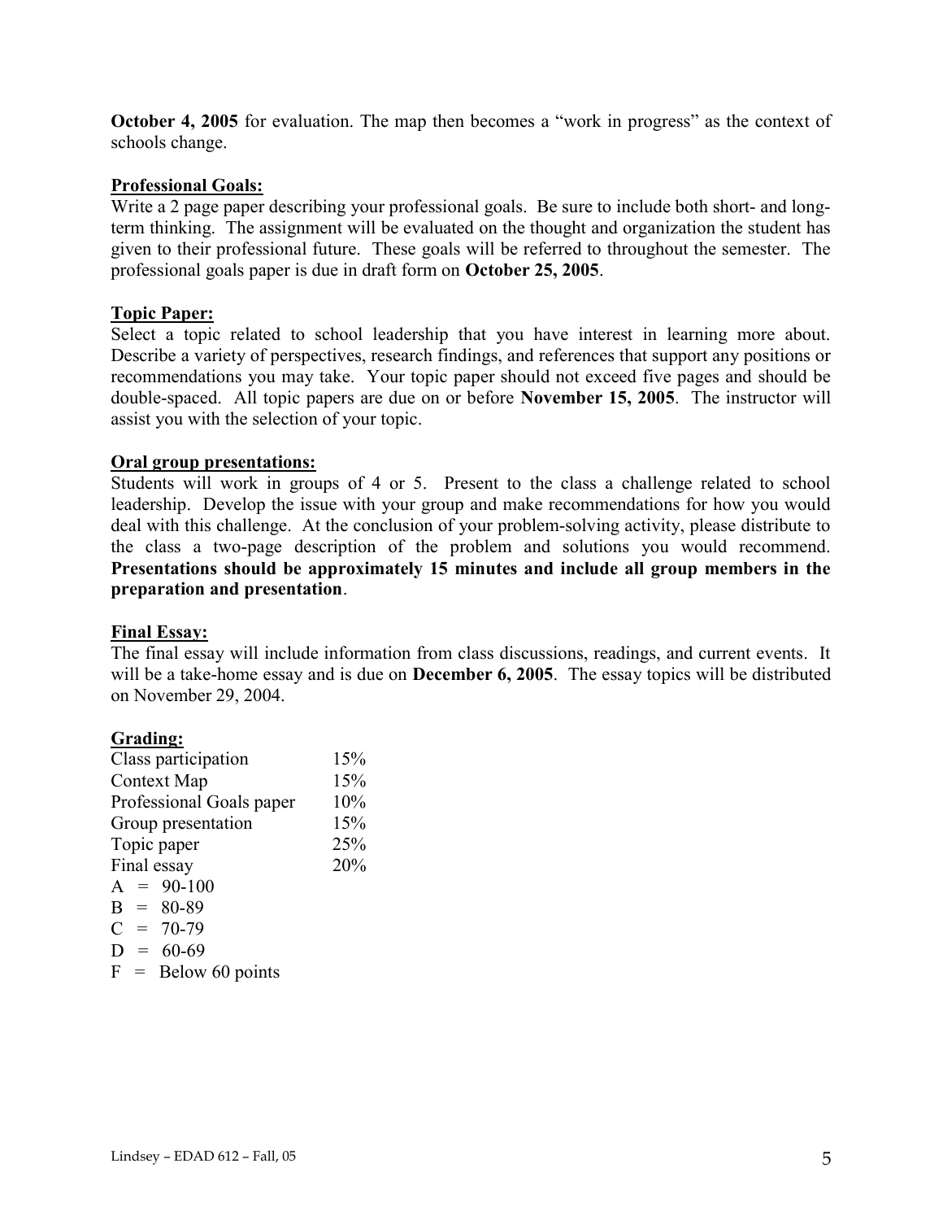**October 4, 2005** for evaluation. The map then becomes a "work in progress" as the context of schools change.

**Professional Goals:**

Write a 2 page paper describing your professional goals. Be sure to include both short- and long-term thinking. The assignment will be evaluated on the thought and organization the student has given to their professional future. These goals will be referred to throughout the semester. The professional goals paper is due in draft form on **October 25, 2005**.

**Topic Paper:**

Select a topic related to school leadership that you have interest in learning more about. Describe a variety of perspectives, research findings, and references that support any positions or recommendations you may take. Your topic paper should not exceed five pages and should be double-spaced. All topic papers are due on or before **November 15, 2005**. The instructor will assist you with the selection of your topic.

**Oral group presentations:**

Students will work in groups of 4 or 5. Present to the class a challenge related to school leadership. Develop the issue with your group and make recommendations for how you would deal with this challenge. At the conclusion of your problem-solving activity, please distribute to the class a two-page description of the problem and solutions you would recommend. **Presentations should be approximately 15 minutes and include all group members in the preparation and presentation**.

**Final Essay:**

The final essay will include information from class discussions, readings, and current events. It will be a take-home essay and is due on **December 6, 2005**. The essay topics will be distributed on November 29, 2004.

**Grading:**

| | |
|---|---|
| Class participation | 15% |
| Context Map | 15% |
| Professional Goals paper | 10% |
| Group presentation | 15% |
| Topic paper | 25% |
| Final essay | 20% |

A = 90-100
B = 80-89
C = 70-79
D = 60-69
F = Below 60 points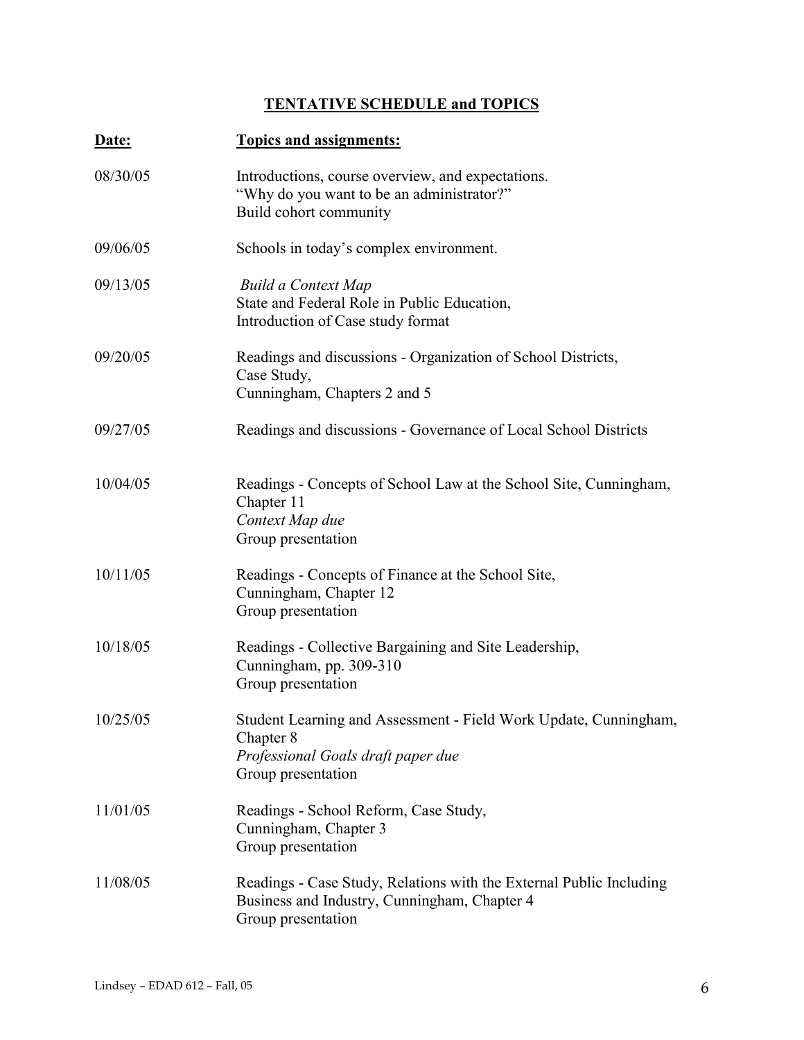## TENTATIVE SCHEDULE and TOPICS

| **Date:** | **Topics and assignments:** |
|---|---|
| 08/30/05 | Introductions, course overview, and expectations.<br>"Why do you want to be an administrator?"<br>Build cohort community |
| 09/06/05 | Schools in today's complex environment. |
| 09/13/05 | *Build a Context Map*<br>State and Federal Role in Public Education,<br>Introduction of Case study format |
| 09/20/05 | Readings and discussions - Organization of School Districts,<br>Case Study,<br>Cunningham, Chapters 2 and 5 |
| 09/27/05 | Readings and discussions - Governance of Local School Districts |
| 10/04/05 | Readings - Concepts of School Law at the School Site, Cunningham, Chapter 11<br>*Context Map due*<br>Group presentation |
| 10/11/05 | Readings - Concepts of Finance at the School Site,<br>Cunningham, Chapter 12<br>Group presentation |
| 10/18/05 | Readings - Collective Bargaining and Site Leadership,<br>Cunningham, pp. 309-310<br>Group presentation |
| 10/25/05 | Student Learning and Assessment - Field Work Update, Cunningham, Chapter 8<br>*Professional Goals draft paper due*<br>Group presentation |
| 11/01/05 | Readings - School Reform, Case Study,<br>Cunningham, Chapter 3<br>Group presentation |
| 11/08/05 | Readings - Case Study, Relations with the External Public Including Business and Industry, Cunningham, Chapter 4<br>Group presentation |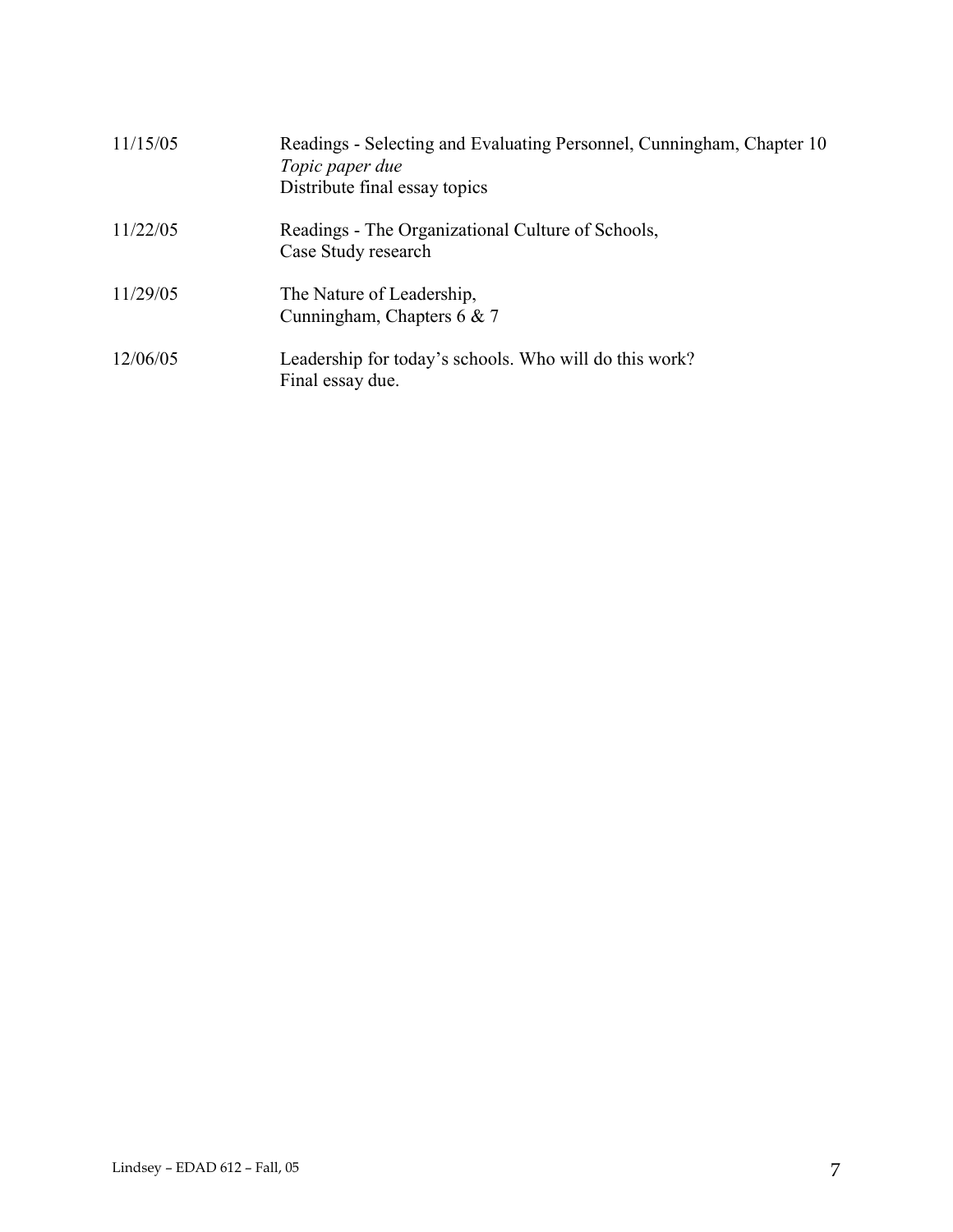| | |
|---|---|
| 11/15/05 | Readings - Selecting and Evaluating Personnel, Cunningham, Chapter 10<br>*Topic paper due*<br>Distribute final essay topics |
| 11/22/05 | Readings - The Organizational Culture of Schools,<br>Case Study research |
| 11/29/05 | The Nature of Leadership,<br>Cunningham, Chapters 6 & 7 |
| 12/06/05 | Leadership for today's schools. Who will do this work?<br>Final essay due. |